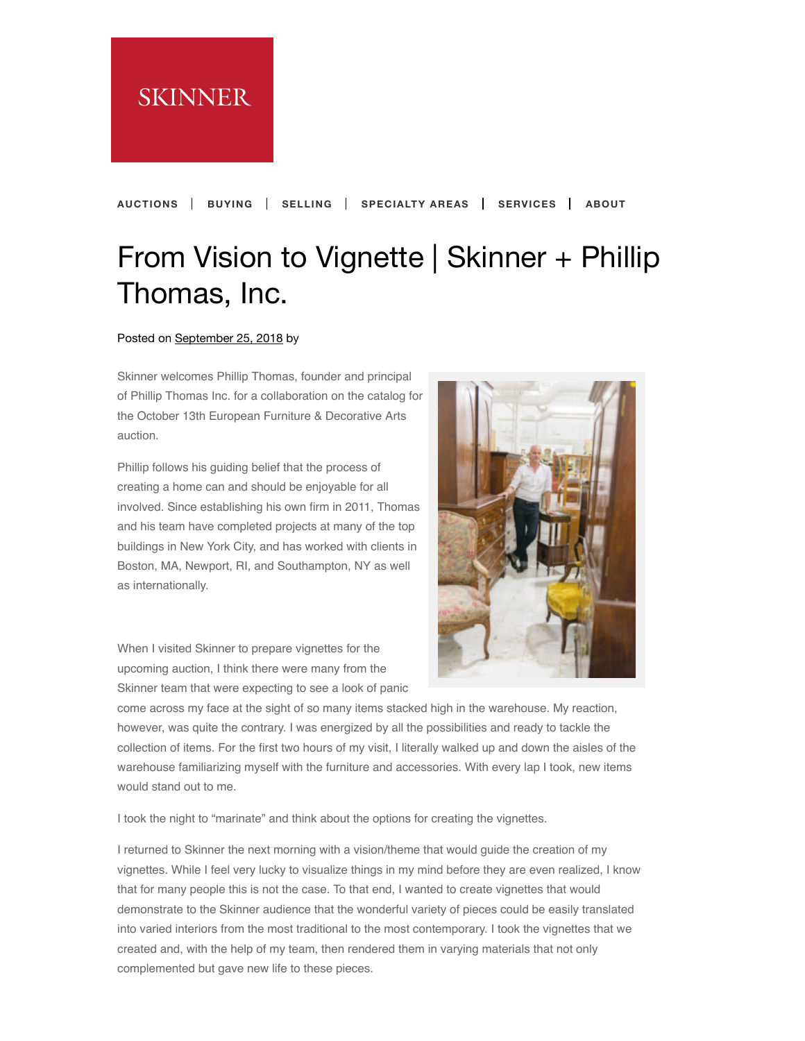SKINNER

AUCTIONS | BUYING | SELLING | SPECIALTY AREAS | SERVICES | ABOUT

# From Vision to Vignette | Skinner + Phillip Thomas, Inc.

Posted on September 25, 2018 by

Skinner welcomes Phillip Thomas, founder and principal of Phillip Thomas Inc. for a collaboration on the catalog for the October 13th European Furniture & Decorative Arts auction.

Phillip follows his guiding belief that the process of creating a home can and should be enjoyable for all involved. Since establishing his own firm in 2011, Thomas and his team have completed projects at many of the top buildings in New York City, and has worked with clients in Boston, MA, Newport, RI, and Southampton, NY as well as internationally.

When I visited Skinner to prepare vignettes for the upcoming auction, I think there were many from the Skinner team that were expecting to see a look of panic come across my face at the sight of so many items stacked high in the warehouse. My reaction, however, was quite the contrary. I was energized by all the possibilities and ready to tackle the collection of items. For the first two hours of my visit, I literally walked up and down the aisles of the warehouse familiarizing myself with the furniture and accessories. With every lap I took, new items would stand out to me.

I took the night to "marinate" and think about the options for creating the vignettes.

I returned to Skinner the next morning with a vision/theme that would guide the creation of my vignettes. While I feel very lucky to visualize things in my mind before they are even realized, I know that for many people this is not the case. To that end, I wanted to create vignettes that would demonstrate to the Skinner audience that the wonderful variety of pieces could be easily translated into varied interiors from the most traditional to the most contemporary. I took the vignettes that we created and, with the help of my team, then rendered them in varying materials that not only complemented but gave new life to these pieces.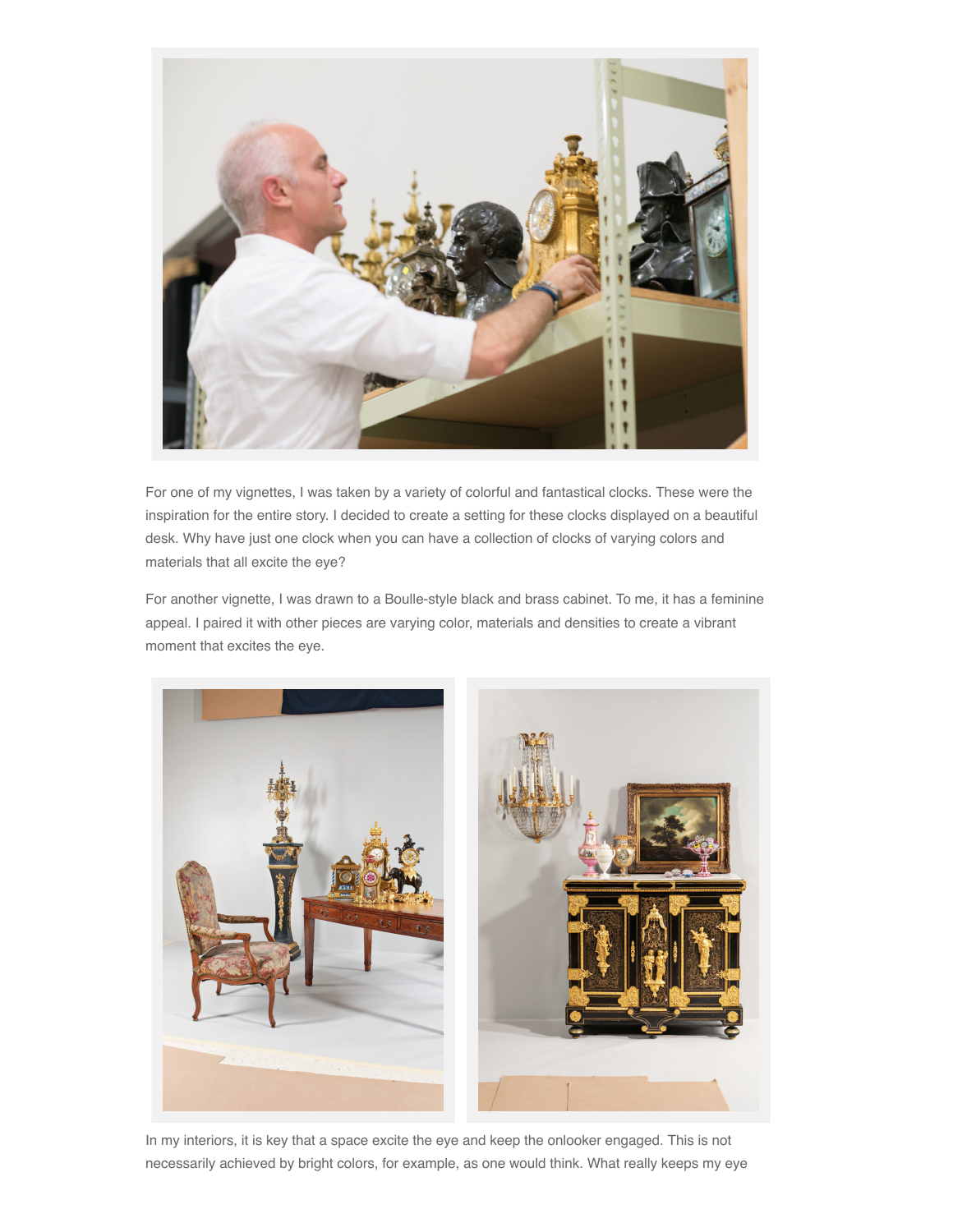For one of my vignettes, I was taken by a variety of colorful and fantastical clocks. These were the inspiration for the entire story. I decided to create a setting for these clocks displayed on a beautiful desk. Why have just one clock when you can have a collection of clocks of varying colors and materials that all excite the eye?

For another vignette, I was drawn to a Boulle-style black and brass cabinet. To me, it has a feminine appeal. I paired it with other pieces are varying color, materials and densities to create a vibrant moment that excites the eye.

In my interiors, it is key that a space excite the eye and keep the onlooker engaged. This is not necessarily achieved by bright colors, for example, as one would think. What really keeps my eye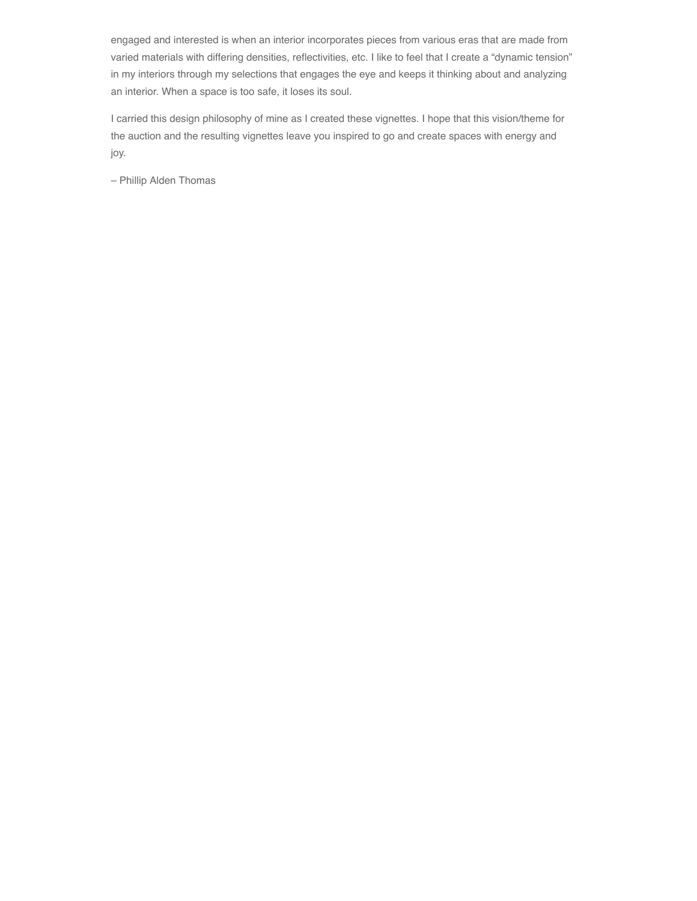engaged and interested is when an interior incorporates pieces from various eras that are made from varied materials with differing densities, reflectivities, etc. I like to feel that I create a "dynamic tension" in my interiors through my selections that engages the eye and keeps it thinking about and analyzing an interior. When a space is too safe, it loses its soul.

I carried this design philosophy of mine as I created these vignettes. I hope that this vision/theme for the auction and the resulting vignettes leave you inspired to go and create spaces with energy and joy.

– Phillip Alden Thomas